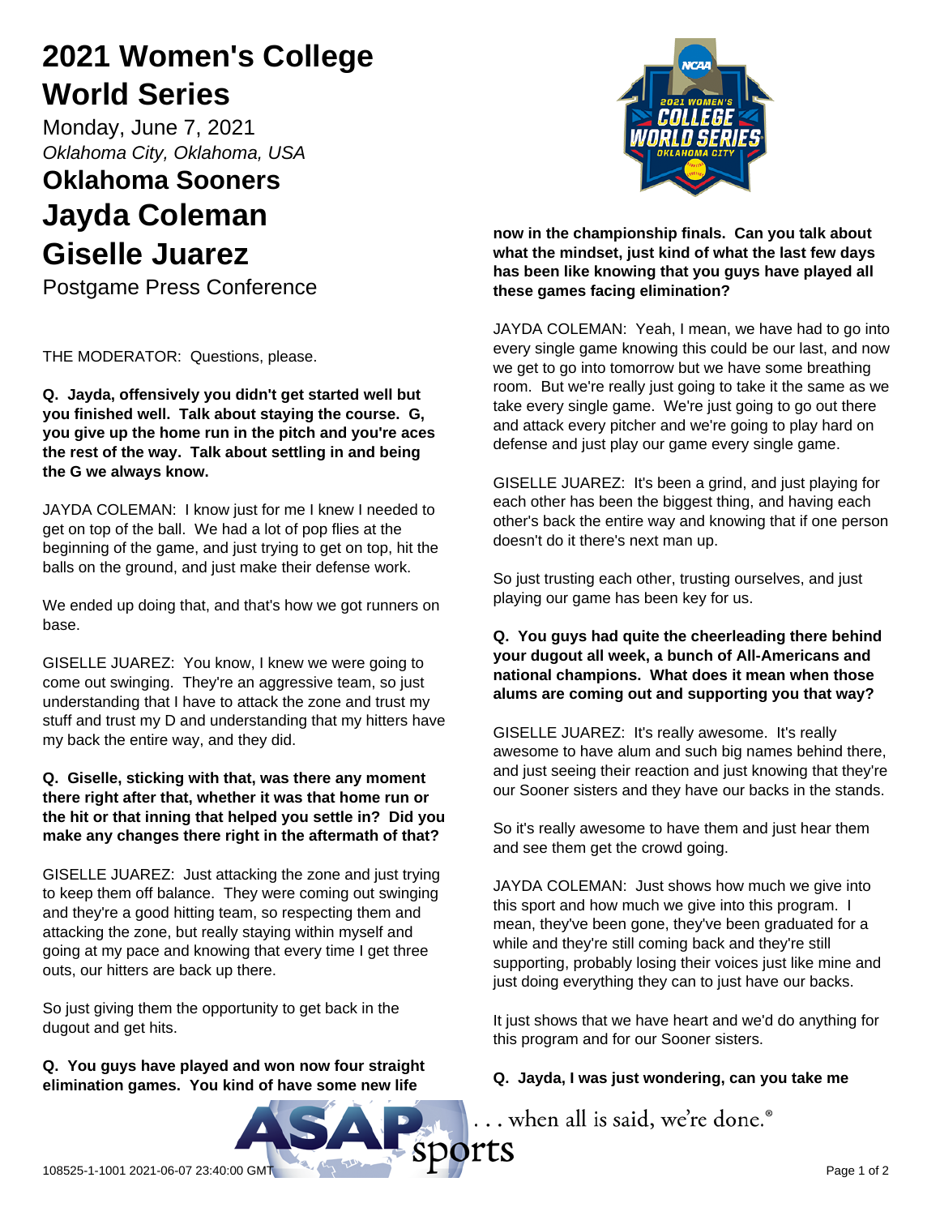# 2021 Women's College World Series

Monday, June 7, 2021

*Oklahoma City, Oklahoma, USA*

## Oklahoma Sooners

# Jayda Coleman

# Giselle Juarez

Postgame Press Conference

THE MODERATOR: Questions, please.

**Q. Jayda, offensively you didn't get started well but you finished well. Talk about staying the course. G, you give up the home run in the pitch and you're aces the rest of the way. Talk about settling in and being the G we always know.**

JAYDA COLEMAN: I know just for me I knew I needed to get on top of the ball. We had a lot of pop flies at the beginning of the game, and just trying to get on top, hit the balls on the ground, and just make their defense work.

We ended up doing that, and that's how we got runners on base.

GISELLE JUAREZ: You know, I knew we were going to come out swinging. They're an aggressive team, so just understanding that I have to attack the zone and trust my stuff and trust my D and understanding that my hitters have my back the entire way, and they did.

**Q. Giselle, sticking with that, was there any moment there right after that, whether it was that home run or the hit or that inning that helped you settle in? Did you make any changes there right in the aftermath of that?**

GISELLE JUAREZ: Just attacking the zone and just trying to keep them off balance. They were coming out swinging and they're a good hitting team, so respecting them and attacking the zone, but really staying within myself and going at my pace and knowing that every time I get three outs, our hitters are back up there.

So just giving them the opportunity to get back in the dugout and get hits.

**Q. You guys have played and won now four straight elimination games. You kind of have some new life now in the championship finals. Can you talk about what the mindset, just kind of what the last few days has been like knowing that you guys have played all these games facing elimination?**

JAYDA COLEMAN: Yeah, I mean, we have had to go into every single game knowing this could be our last, and now we get to go into tomorrow but we have some breathing room. But we're really just going to take it the same as we take every single game. We're just going to go out there and attack every pitcher and we're going to play hard on defense and just play our game every single game.

GISELLE JUAREZ: It's been a grind, and just playing for each other has been the biggest thing, and having each other's back the entire way and knowing that if one person doesn't do it there's next man up.

So just trusting each other, trusting ourselves, and just playing our game has been key for us.

**Q. You guys had quite the cheerleading there behind your dugout all week, a bunch of All-Americans and national champions. What does it mean when those alums are coming out and supporting you that way?**

GISELLE JUAREZ: It's really awesome. It's really awesome to have alum and such big names behind there, and just seeing their reaction and just knowing that they're our Sooner sisters and they have our backs in the stands.

So it's really awesome to have them and just hear them and see them get the crowd going.

JAYDA COLEMAN: Just shows how much we give into this sport and how much we give into this program. I mean, they've been gone, they've been graduated for a while and they're still coming back and they're still supporting, probably losing their voices just like mine and just doing everything they can to just have our backs.

It just shows that we have heart and we'd do anything for this program and for our Sooner sisters.

**Q. Jayda, I was just wondering, can you take me**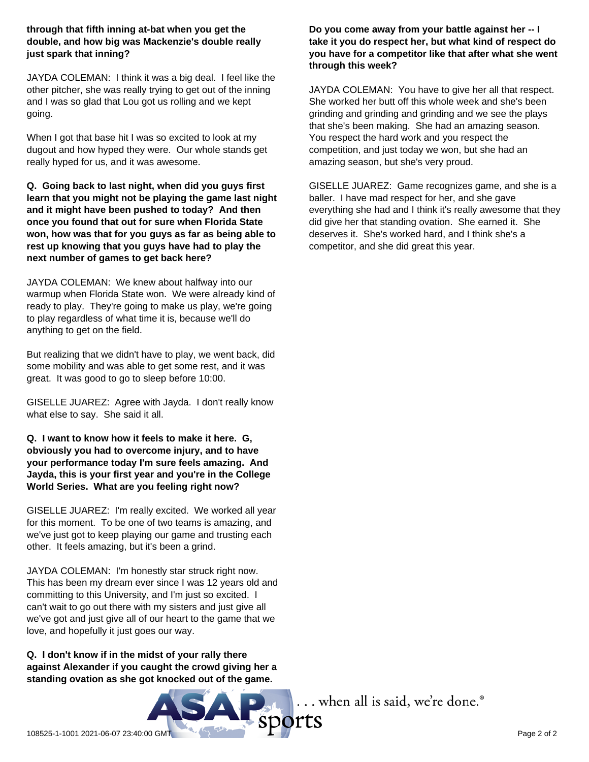**through that fifth inning at-bat when you get the double, and how big was Mackenzie's double really just spark that inning?**

JAYDA COLEMAN: I think it was a big deal. I feel like the other pitcher, she was really trying to get out of the inning and I was so glad that Lou got us rolling and we kept going.

When I got that base hit I was so excited to look at my dugout and how hyped they were. Our whole stands get really hyped for us, and it was awesome.

**Q. Going back to last night, when did you guys first learn that you might not be playing the game last night and it might have been pushed to today? And then once you found that out for sure when Florida State won, how was that for you guys as far as being able to rest up knowing that you guys have had to play the next number of games to get back here?**

JAYDA COLEMAN: We knew about halfway into our warmup when Florida State won. We were already kind of ready to play. They're going to make us play, we're going to play regardless of what time it is, because we'll do anything to get on the field.

But realizing that we didn't have to play, we went back, did some mobility and was able to get some rest, and it was great. It was good to go to sleep before 10:00.

GISELLE JUAREZ: Agree with Jayda. I don't really know what else to say. She said it all.

**Q. I want to know how it feels to make it here. G, obviously you had to overcome injury, and to have your performance today I'm sure feels amazing. And Jayda, this is your first year and you're in the College World Series. What are you feeling right now?**

GISELLE JUAREZ: I'm really excited. We worked all year for this moment. To be one of two teams is amazing, and we've just got to keep playing our game and trusting each other. It feels amazing, but it's been a grind.

JAYDA COLEMAN: I'm honestly star struck right now. This has been my dream ever since I was 12 years old and committing to this University, and I'm just so excited. I can't wait to go out there with my sisters and just give all we've got and just give all of our heart to the game that we love, and hopefully it just goes our way.

**Q. I don't know if in the midst of your rally there against Alexander if you caught the crowd giving her a standing ovation as she got knocked out of the game. Do you come away from your battle against her -- I take it you do respect her, but what kind of respect do you have for a competitor like that after what she went through this week?**

JAYDA COLEMAN: You have to give her all that respect. She worked her butt off this whole week and she's been grinding and grinding and grinding and we see the plays that she's been making. She had an amazing season. You respect the hard work and you respect the competition, and just today we won, but she had an amazing season, but she's very proud.

GISELLE JUAREZ: Game recognizes game, and she is a baller. I have mad respect for her, and she gave everything she had and I think it's really awesome that they did give her that standing ovation. She earned it. She deserves it. She's worked hard, and I think she's a competitor, and she did great this year.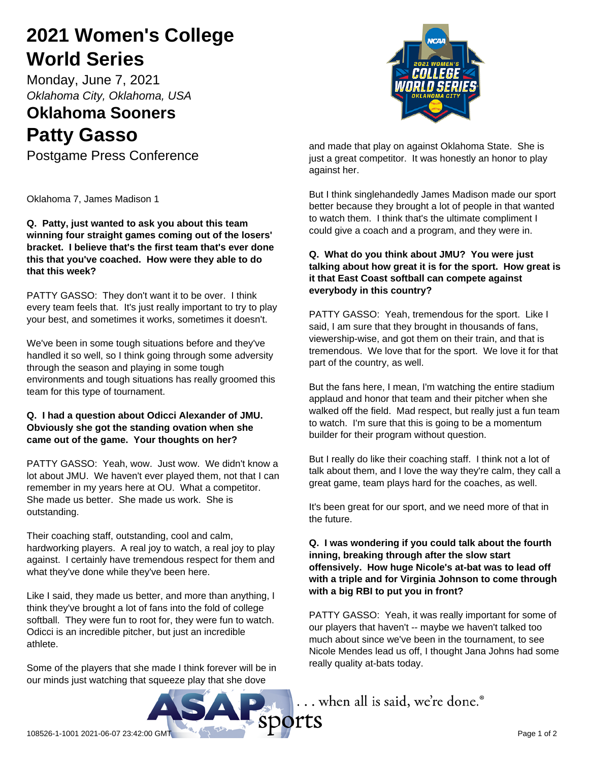# 2021 Women's College World Series

Monday, June 7, 2021

*Oklahoma City, Oklahoma, USA*

## Oklahoma Sooners

# Patty Gasso

Postgame Press Conference

Oklahoma 7, James Madison 1

**Q. Patty, just wanted to ask you about this team winning four straight games coming out of the losers' bracket. I believe that's the first team that's ever done this that you've coached. How were they able to do that this week?**

PATTY GASSO: They don't want it to be over. I think every team feels that. It's just really important to try to play your best, and sometimes it works, sometimes it doesn't.

We've been in some tough situations before and they've handled it so well, so I think going through some adversity through the season and playing in some tough environments and tough situations has really groomed this team for this type of tournament.

**Q. I had a question about Odicci Alexander of JMU. Obviously she got the standing ovation when she came out of the game. Your thoughts on her?**

PATTY GASSO: Yeah, wow. Just wow. We didn't know a lot about JMU. We haven't ever played them, not that I can remember in my years here at OU. What a competitor. She made us better. She made us work. She is outstanding.

Their coaching staff, outstanding, cool and calm, hardworking players. A real joy to watch, a real joy to play against. I certainly have tremendous respect for them and what they've done while they've been here.

Like I said, they made us better, and more than anything, I think they've brought a lot of fans into the fold of college softball. They were fun to root for, they were fun to watch. Odicci is an incredible pitcher, but just an incredible athlete.

Some of the players that she made I think forever will be in our minds just watching that squeeze play that she dove and made that play on against Oklahoma State. She is just a great competitor. It was honestly an honor to play against her.

But I think singlehandedly James Madison made our sport better because they brought a lot of people in that wanted to watch them. I think that's the ultimate compliment I could give a coach and a program, and they were in.

**Q. What do you think about JMU? You were just talking about how great it is for the sport. How great is it that East Coast softball can compete against everybody in this country?**

PATTY GASSO: Yeah, tremendous for the sport. Like I said, I am sure that they brought in thousands of fans, viewership-wise, and got them on their train, and that is tremendous. We love that for the sport. We love it for that part of the country, as well.

But the fans here, I mean, I'm watching the entire stadium applaud and honor that team and their pitcher when she walked off the field. Mad respect, but really just a fun team to watch. I'm sure that this is going to be a momentum builder for their program without question.

But I really do like their coaching staff. I think not a lot of talk about them, and I love the way they're calm, they call a great game, team plays hard for the coaches, as well.

It's been great for our sport, and we need more of that in the future.

**Q. I was wondering if you could talk about the fourth inning, breaking through after the slow start offensively. How huge Nicole's at-bat was to lead off with a triple and for Virginia Johnson to come through with a big RBI to put you in front?**

PATTY GASSO: Yeah, it was really important for some of our players that haven't -- maybe we haven't talked too much about since we've been in the tournament, to see Nicole Mendes lead us off, I thought Jana Johns had some really quality at-bats today.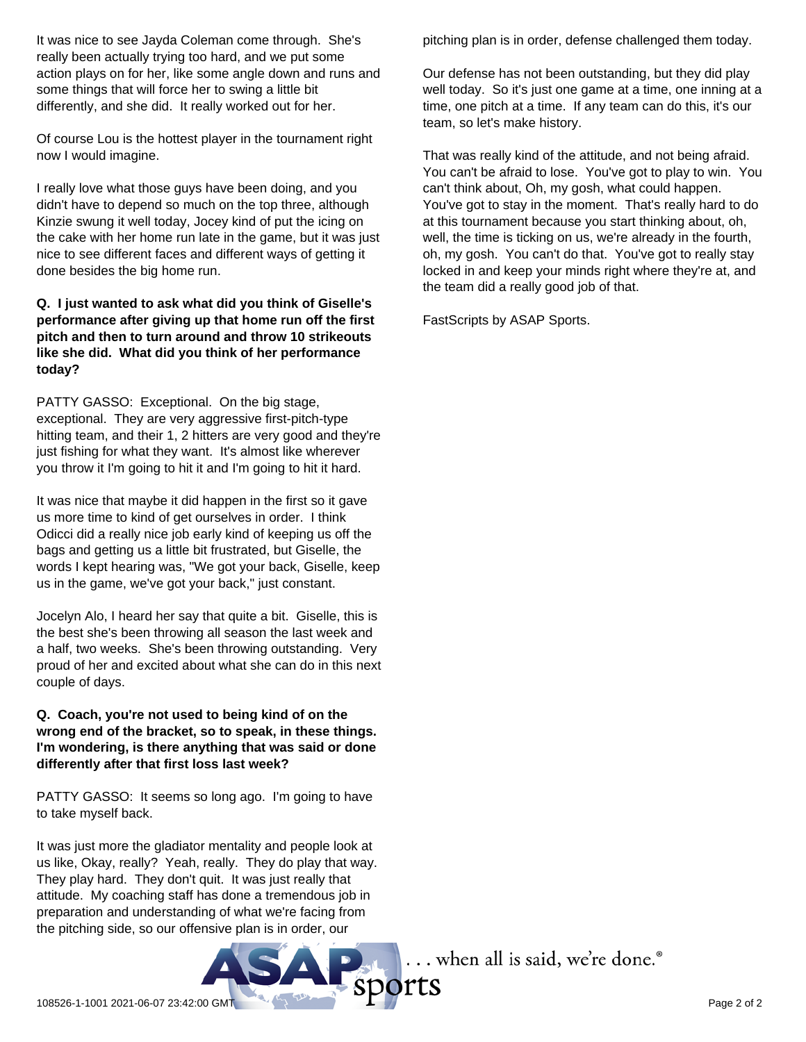It was nice to see Jayda Coleman come through. She's really been actually trying too hard, and we put some action plays on for her, like some angle down and runs and some things that will force her to swing a little bit differently, and she did. It really worked out for her.

Of course Lou is the hottest player in the tournament right now I would imagine.

I really love what those guys have been doing, and you didn't have to depend so much on the top three, although Kinzie swung it well today, Jocey kind of put the icing on the cake with her home run late in the game, but it was just nice to see different faces and different ways of getting it done besides the big home run.

**Q. I just wanted to ask what did you think of Giselle's performance after giving up that home run off the first pitch and then to turn around and throw 10 strikeouts like she did. What did you think of her performance today?**

PATTY GASSO: Exceptional. On the big stage, exceptional. They are very aggressive first-pitch-type hitting team, and their 1, 2 hitters are very good and they're just fishing for what they want. It's almost like wherever you throw it I'm going to hit it and I'm going to hit it hard.

It was nice that maybe it did happen in the first so it gave us more time to kind of get ourselves in order. I think Odicci did a really nice job early kind of keeping us off the bags and getting us a little bit frustrated, but Giselle, the words I kept hearing was, "We got your back, Giselle, keep us in the game, we've got your back," just constant.

Jocelyn Alo, I heard her say that quite a bit. Giselle, this is the best she's been throwing all season the last week and a half, two weeks. She's been throwing outstanding. Very proud of her and excited about what she can do in this next couple of days.

**Q. Coach, you're not used to being kind of on the wrong end of the bracket, so to speak, in these things. I'm wondering, is there anything that was said or done differently after that first loss last week?**

PATTY GASSO: It seems so long ago. I'm going to have to take myself back.

It was just more the gladiator mentality and people look at us like, Okay, really? Yeah, really. They do play that way. They play hard. They don't quit. It was just really that attitude. My coaching staff has done a tremendous job in preparation and understanding of what we're facing from the pitching side, so our offensive plan is in order, our pitching plan is in order, defense challenged them today.

Our defense has not been outstanding, but they did play well today. So it's just one game at a time, one inning at a time, one pitch at a time. If any team can do this, it's our team, so let's make history.

That was really kind of the attitude, and not being afraid. You can't be afraid to lose. You've got to play to win. You can't think about, Oh, my gosh, what could happen. You've got to stay in the moment. That's really hard to do at this tournament because you start thinking about, oh, well, the time is ticking on us, we're already in the fourth, oh, my gosh. You can't do that. You've got to really stay locked in and keep your minds right where they're at, and the team did a really good job of that.

FastScripts by ASAP Sports.